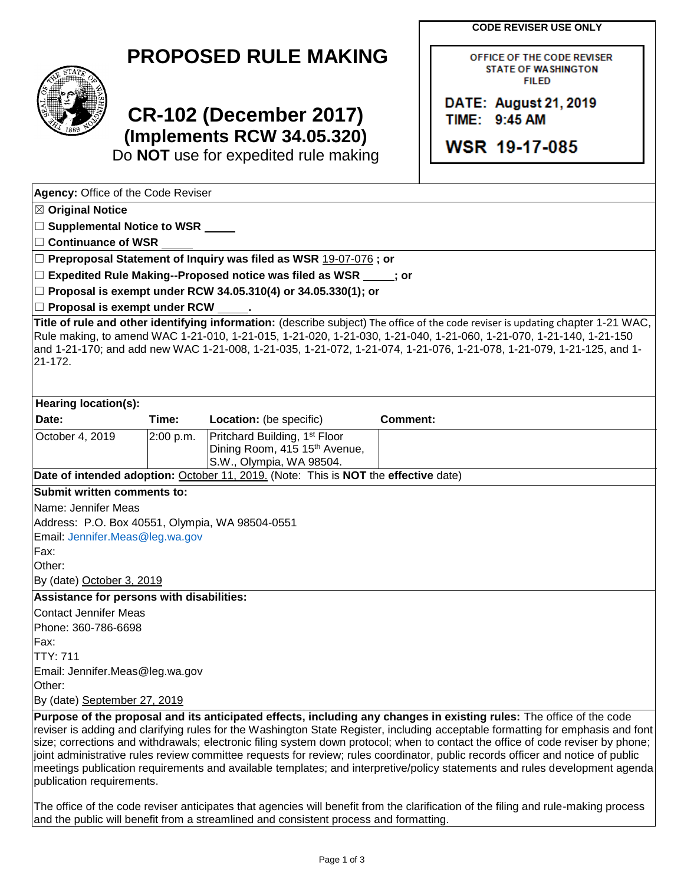**CODE REVISER USE ONLY**

OFFICE OF THE CODE REVISER
STATE OF WASHINGTON
FILED

DATE: August 21, 2019
TIME: 9:45 AM

WSR 19-17-085

# PROPOSED RULE MAKING

## CR-102 (December 2017)
### (Implements RCW 34.05.320)

Do **NOT** use for expedited rule making

**Agency:** Office of the Code Reviser

☒ **Original Notice**

☐ **Supplemental Notice to WSR** _____

☐ **Continuance of WSR** _____

☐ **Preproposal Statement of Inquiry was filed as WSR** 19-07-076 **; or**

☐ **Expedited Rule Making--Proposed notice was filed as WSR** _____**; or**

☐ **Proposal is exempt under RCW 34.05.310(4) or 34.05.330(1); or**

☐ **Proposal is exempt under RCW** _____**.**

**Title of rule and other identifying information:** (describe subject) The office of the code reviser is updating chapter 1-21 WAC, Rule making, to amend WAC 1-21-010, 1-21-015, 1-21-020, 1-21-030, 1-21-040, 1-21-060, 1-21-070, 1-21-140, 1-21-150 and 1-21-170; and add new WAC 1-21-008, 1-21-035, 1-21-072, 1-21-074, 1-21-076, 1-21-078, 1-21-079, 1-21-125, and 1-21-172.

**Hearing location(s):**

| Date: | Time: | Location: (be specific) | Comment: |
|---|---|---|---|
| October 4, 2019 | 2:00 p.m. | Pritchard Building, 1st Floor Dining Room, 415 15th Avenue, S.W., Olympia, WA 98504. | |

**Date of intended adoption:** October 11, 2019. (Note: This is **NOT** the **effective** date)

**Submit written comments to:**

Name: Jennifer Meas
Address: P.O. Box 40551, Olympia, WA 98504-0551
Email: Jennifer.Meas@leg.wa.gov
Fax:
Other:
By (date) October 3, 2019

**Assistance for persons with disabilities:**

Contact Jennifer Meas
Phone: 360-786-6698
Fax:
TTY: 711
Email: Jennifer.Meas@leg.wa.gov
Other:
By (date) September 27, 2019

**Purpose of the proposal and its anticipated effects, including any changes in existing rules:** The office of the code reviser is adding and clarifying rules for the Washington State Register, including acceptable formatting for emphasis and font size; corrections and withdrawals; electronic filing system down protocol; when to contact the office of code reviser by phone; joint administrative rules review committee requests for review; rules coordinator, public records officer and notice of public meetings publication requirements and available templates; and interpretive/policy statements and rules development agenda publication requirements.

The office of the code reviser anticipates that agencies will benefit from the clarification of the filing and rule-making process and the public will benefit from a streamlined and consistent process and formatting.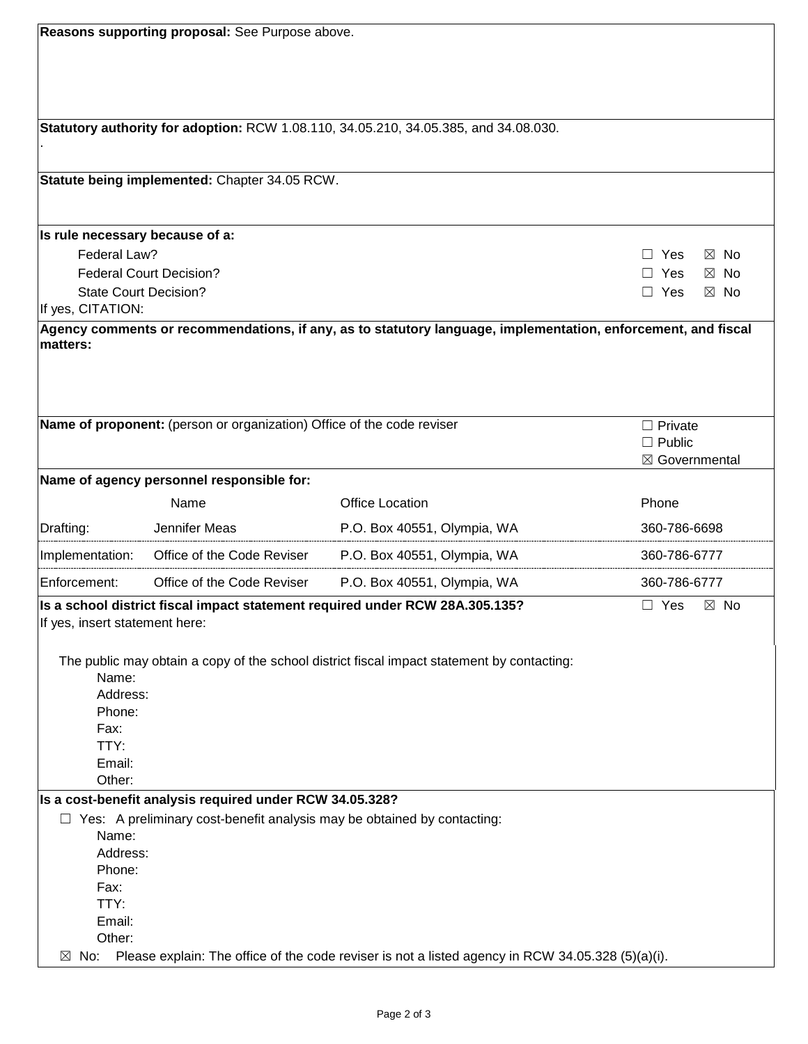**Reasons supporting proposal:** See Purpose above.

**Statutory authority for adoption:** RCW 1.08.110, 34.05.210, 34.05.385, and 34.08.030.

.

**Statute being implemented:** Chapter 34.05 RCW.

**Is rule necessary because of a:**

| | |
|---|---|
| Federal Law? | ☐ Yes ☒ No |
| Federal Court Decision? | ☐ Yes ☒ No |
| State Court Decision? | ☐ Yes ☒ No |

If yes, CITATION:

**Agency comments or recommendations, if any, as to statutory language, implementation, enforcement, and fiscal matters:**

**Name of proponent:** (person or organization) Office of the code reviser

☐ Private
☐ Public
☒ Governmental

**Name of agency personnel responsible for:**

| | Name | Office Location | Phone |
|---|---|---|---|
| Drafting: | Jennifer Meas | P.O. Box 40551, Olympia, WA | 360-786-6698 |
| Implementation: | Office of the Code Reviser | P.O. Box 40551, Olympia, WA | 360-786-6777 |
| Enforcement: | Office of the Code Reviser | P.O. Box 40551, Olympia, WA | 360-786-6777 |

**Is a school district fiscal impact statement required under RCW 28A.305.135?** ☐ Yes ☒ No

If yes, insert statement here:

The public may obtain a copy of the school district fiscal impact statement by contacting:

Name:
Address:
Phone:
Fax:
TTY:
Email:
Other:

**Is a cost-benefit analysis required under RCW 34.05.328?**

☐ Yes: A preliminary cost-benefit analysis may be obtained by contacting:

Name:
Address:
Phone:
Fax:
TTY:
Email:
Other:

☒ No: Please explain: The office of the code reviser is not a listed agency in RCW 34.05.328 (5)(a)(i).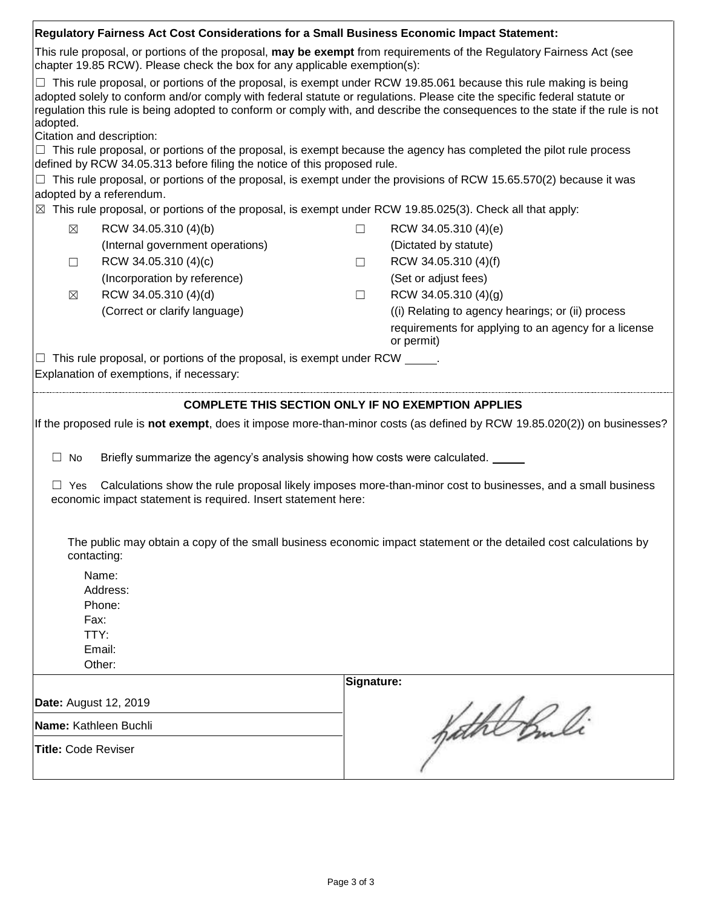**Regulatory Fairness Act Cost Considerations for a Small Business Economic Impact Statement:**

This rule proposal, or portions of the proposal, **may be exempt** from requirements of the Regulatory Fairness Act (see chapter 19.85 RCW). Please check the box for any applicable exemption(s):

☐ This rule proposal, or portions of the proposal, is exempt under RCW 19.85.061 because this rule making is being adopted solely to conform and/or comply with federal statute or regulations. Please cite the specific federal statute or regulation this rule is being adopted to conform or comply with, and describe the consequences to the state if the rule is not adopted.

Citation and description:

☐ This rule proposal, or portions of the proposal, is exempt because the agency has completed the pilot rule process defined by RCW 34.05.313 before filing the notice of this proposed rule.

☐ This rule proposal, or portions of the proposal, is exempt under the provisions of RCW 15.65.570(2) because it was adopted by a referendum.

☒ This rule proposal, or portions of the proposal, is exempt under RCW 19.85.025(3). Check all that apply:

| | | | |
|---|---|---|---|
| ☒ | RCW 34.05.310 (4)(b) (Internal government operations) | ☐ | RCW 34.05.310 (4)(e) (Dictated by statute) |
| ☐ | RCW 34.05.310 (4)(c) (Incorporation by reference) | ☐ | RCW 34.05.310 (4)(f) (Set or adjust fees) |
| ☒ | RCW 34.05.310 (4)(d) (Correct or clarify language) | ☐ | RCW 34.05.310 (4)(g) ((i) Relating to agency hearings; or (ii) process requirements for applying to an agency for a license or permit) |

☐ This rule proposal, or portions of the proposal, is exempt under RCW \_\_\_\_\_.

Explanation of exemptions, if necessary:

**COMPLETE THIS SECTION ONLY IF NO EXEMPTION APPLIES**

If the proposed rule is **not exempt**, does it impose more-than-minor costs (as defined by RCW 19.85.020(2)) on businesses?

☐ No Briefly summarize the agency's analysis showing how costs were calculated. \_\_\_\_\_

☐ Yes Calculations show the rule proposal likely imposes more-than-minor cost to businesses, and a small business economic impact statement is required. Insert statement here:

The public may obtain a copy of the small business economic impact statement or the detailed cost calculations by contacting:

Name:
Address:
Phone:
Fax:
TTY:
Email:
Other:

**Date:** August 12, 2019

**Name:** Kathleen Buchli

**Title:** Code Reviser

**Signature:**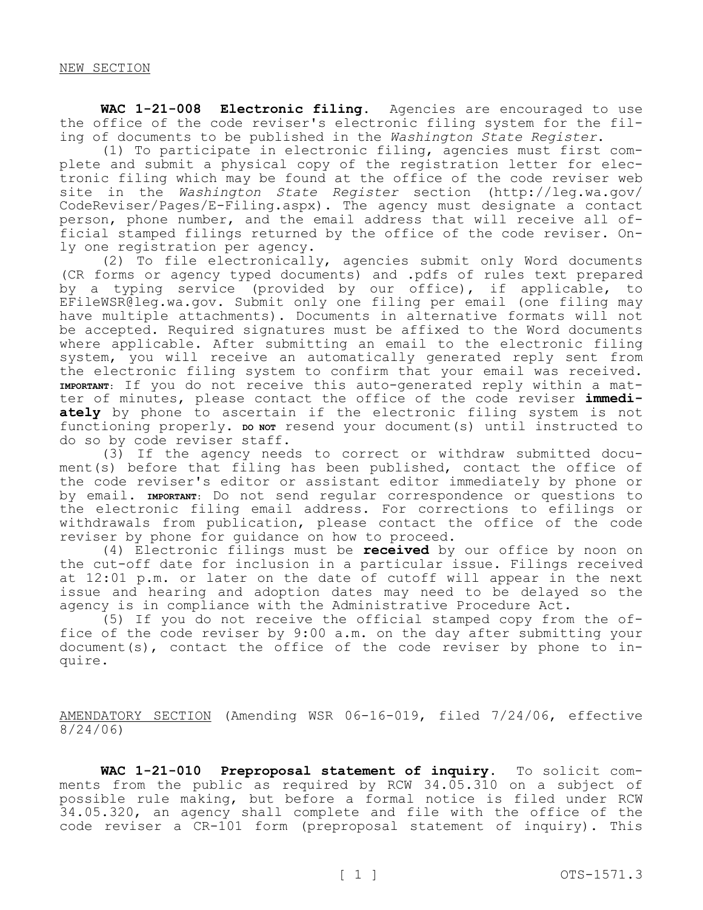NEW SECTION

**WAC 1-21-008 Electronic filing.** Agencies are encouraged to use the office of the code reviser's electronic filing system for the filing of documents to be published in the *Washington State Register*.

(1) To participate in electronic filing, agencies must first complete and submit a physical copy of the registration letter for electronic filing which may be found at the office of the code reviser web site in the *Washington State Register* section (http://leg.wa.gov/CodeReviser/Pages/E-Filing.aspx). The agency must designate a contact person, phone number, and the email address that will receive all official stamped filings returned by the office of the code reviser. Only one registration per agency.

(2) To file electronically, agencies submit only Word documents (CR forms or agency typed documents) and .pdfs of rules text prepared by a typing service (provided by our office), if applicable, to EFileWSR@leg.wa.gov. Submit only one filing per email (one filing may have multiple attachments). Documents in alternative formats will not be accepted. Required signatures must be affixed to the Word documents where applicable. After submitting an email to the electronic filing system, you will receive an automatically generated reply sent from the electronic filing system to confirm that your email was received. **IMPORTANT**: If you do not receive this auto-generated reply within a matter of minutes, please contact the office of the code reviser **immediately** by phone to ascertain if the electronic filing system is not functioning properly. **DO NOT** resend your document(s) until instructed to do so by code reviser staff.

(3) If the agency needs to correct or withdraw submitted document(s) before that filing has been published, contact the office of the code reviser's editor or assistant editor immediately by phone or by email. **IMPORTANT**: Do not send regular correspondence or questions to the electronic filing email address. For corrections to efilings or withdrawals from publication, please contact the office of the code reviser by phone for guidance on how to proceed.

(4) Electronic filings must be **received** by our office by noon on the cut-off date for inclusion in a particular issue. Filings received at 12:01 p.m. or later on the date of cutoff will appear in the next issue and hearing and adoption dates may need to be delayed so the agency is in compliance with the Administrative Procedure Act.

(5) If you do not receive the official stamped copy from the office of the code reviser by 9:00 a.m. on the day after submitting your document(s), contact the office of the code reviser by phone to inquire.

AMENDATORY SECTION (Amending WSR 06-16-019, filed 7/24/06, effective 8/24/06)

**WAC 1-21-010 Preproposal statement of inquiry.** To solicit comments from the public as required by RCW 34.05.310 on a subject of possible rule making, but before a formal notice is filed under RCW 34.05.320, an agency shall complete and file with the office of the code reviser a CR-101 form (preproposal statement of inquiry). This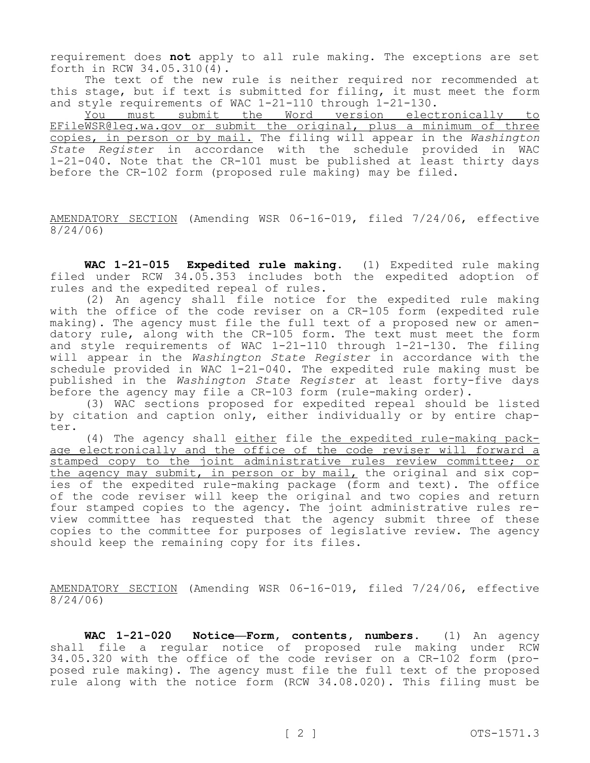requirement does **not** apply to all rule making. The exceptions are set forth in RCW 34.05.310(4).

The text of the new rule is neither required nor recommended at this stage, but if text is submitted for filing, it must meet the form and style requirements of WAC 1-21-110 through 1-21-130.

<u>You must submit the Word version electronically to EFileWSR@leg.wa.gov or submit the original, plus a minimum of three copies, in person or by mail.</u> The filing will appear in the *Washington State Register* in accordance with the schedule provided in WAC 1-21-040. Note that the CR-101 must be published at least thirty days before the CR-102 form (proposed rule making) may be filed.

<u>AMENDATORY SECTION</u> (Amending WSR 06-16-019, filed 7/24/06, effective 8/24/06)

**WAC 1-21-015 Expedited rule making.** (1) Expedited rule making filed under RCW 34.05.353 includes both the expedited adoption of rules and the expedited repeal of rules.

(2) An agency shall file notice for the expedited rule making with the office of the code reviser on a CR-105 form (expedited rule making). The agency must file the full text of a proposed new or amendatory rule, along with the CR-105 form. The text must meet the form and style requirements of WAC 1-21-110 through 1-21-130. The filing will appear in the *Washington State Register* in accordance with the schedule provided in WAC 1-21-040. The expedited rule making must be published in the *Washington State Register* at least forty-five days before the agency may file a CR-103 form (rule-making order).

(3) WAC sections proposed for expedited repeal should be listed by citation and caption only, either individually or by entire chapter.

(4) The agency shall <u>either</u> file <u>the expedited rule-making package electronically and the office of the code reviser will forward a stamped copy to the joint administrative rules review committee; or the agency may submit, in person or by mail,</u> the original and six copies of the expedited rule-making package (form and text). The office of the code reviser will keep the original and two copies and return four stamped copies to the agency. The joint administrative rules review committee has requested that the agency submit three of these copies to the committee for purposes of legislative review. The agency should keep the remaining copy for its files.

<u>AMENDATORY SECTION</u> (Amending WSR 06-16-019, filed 7/24/06, effective 8/24/06)

**WAC 1-21-020 Notice—Form, contents, numbers.** (1) An agency shall file a regular notice of proposed rule making under RCW 34.05.320 with the office of the code reviser on a CR-102 form (proposed rule making). The agency must file the full text of the proposed rule along with the notice form (RCW 34.08.020). This filing must be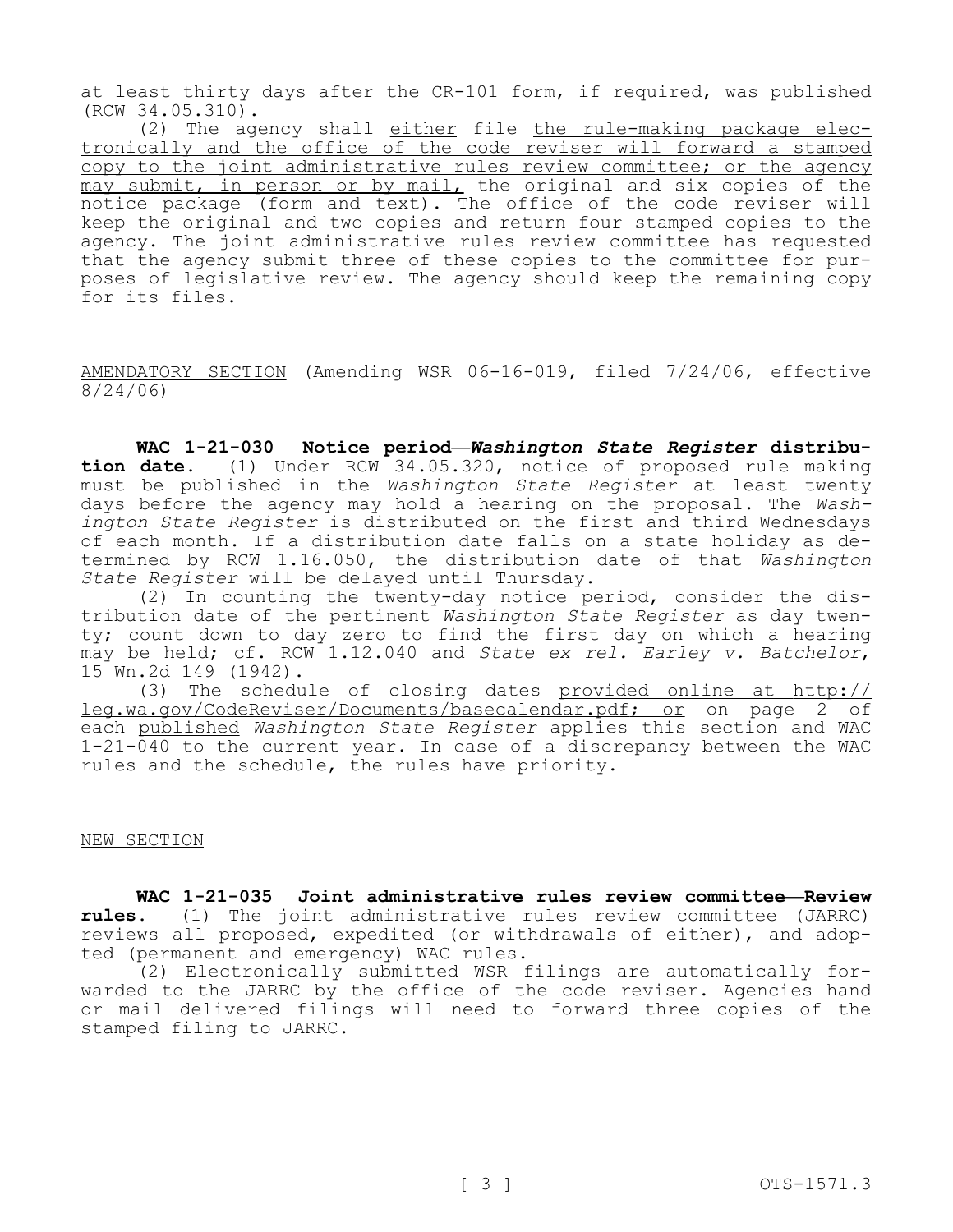at least thirty days after the CR-101 form, if required, was published (RCW 34.05.310).

(2) The agency shall <u>either</u> file <u>the rule-making package electronically and the office of the code reviser will forward a stamped copy to the joint administrative rules review committee; or the agency may submit, in person or by mail,</u> the original and six copies of the notice package (form and text). The office of the code reviser will keep the original and two copies and return four stamped copies to the agency. The joint administrative rules review committee has requested that the agency submit three of these copies to the committee for purposes of legislative review. The agency should keep the remaining copy for its files.

<u>AMENDATORY SECTION</u> (Amending WSR 06-16-019, filed 7/24/06, effective 8/24/06)

**WAC 1-21-030 Notice period—*Washington State Register* distribution date.** (1) Under RCW 34.05.320, notice of proposed rule making must be published in the *Washington State Register* at least twenty days before the agency may hold a hearing on the proposal. The *Washington State Register* is distributed on the first and third Wednesdays of each month. If a distribution date falls on a state holiday as determined by RCW 1.16.050, the distribution date of that *Washington State Register* will be delayed until Thursday.

(2) In counting the twenty-day notice period, consider the distribution date of the pertinent *Washington State Register* as day twenty; count down to day zero to find the first day on which a hearing may be held; cf. RCW 1.12.040 and *State ex rel. Earley v. Batchelor*, 15 Wn.2d 149 (1942).

(3) The schedule of closing dates <u>provided online at http://leg.wa.gov/CodeReviser/Documents/basecalendar.pdf; or</u> on page 2 of each <u>published</u> *Washington State Register* applies this section and WAC 1-21-040 to the current year. In case of a discrepancy between the WAC rules and the schedule, the rules have priority.

<u>NEW SECTION</u>

**WAC 1-21-035 Joint administrative rules review committee—Review rules.** (1) The joint administrative rules review committee (JARRC) reviews all proposed, expedited (or withdrawals of either), and adopted (permanent and emergency) WAC rules.

(2) Electronically submitted WSR filings are automatically forwarded to the JARRC by the office of the code reviser. Agencies hand or mail delivered filings will need to forward three copies of the stamped filing to JARRC.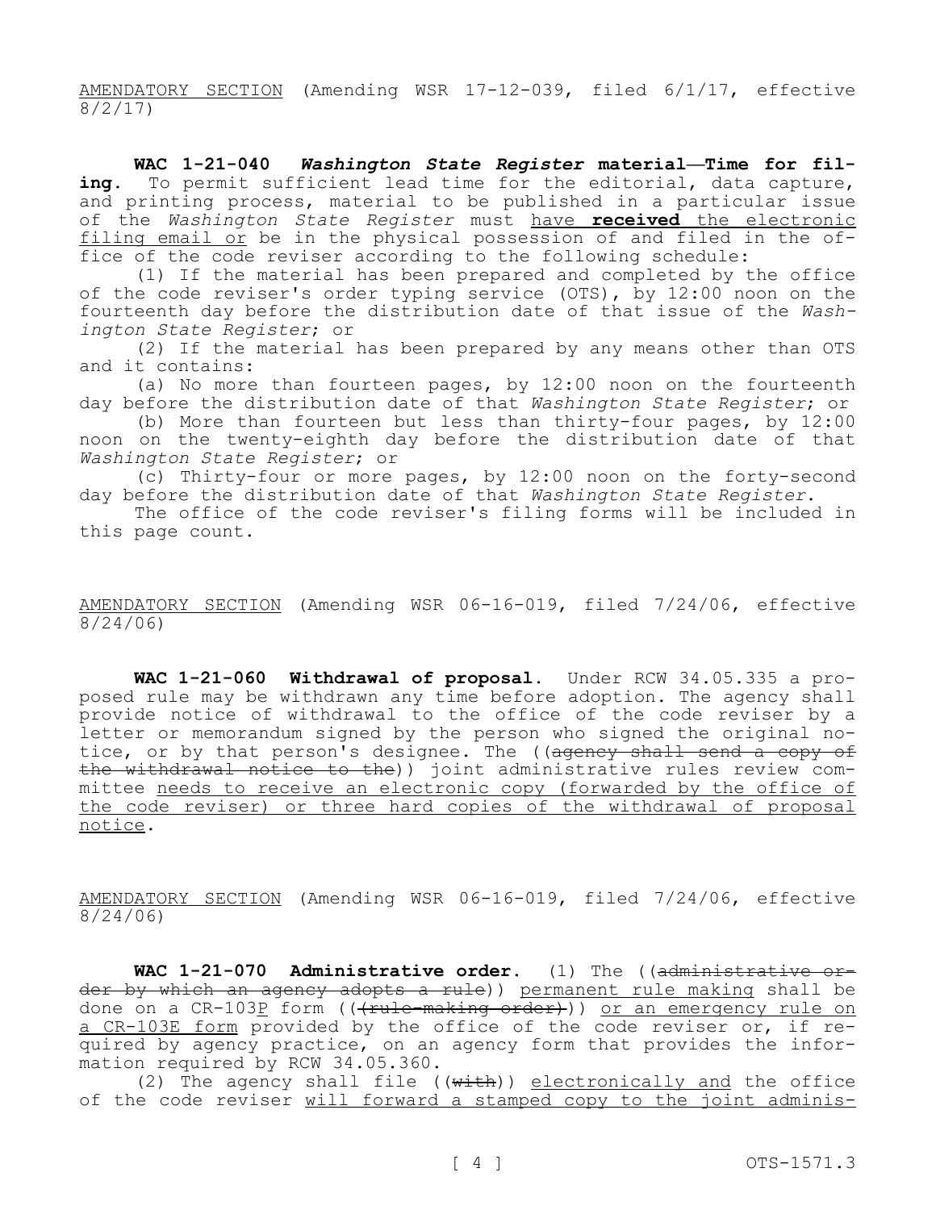AMENDATORY SECTION (Amending WSR 17-12-039, filed 6/1/17, effective 8/2/17)

**WAC 1-21-040 *Washington State Register* material—Time for filing.** To permit sufficient lead time for the editorial, data capture, and printing process, material to be published in a particular issue of the *Washington State Register* must have **received** the electronic filing email or be in the physical possession of and filed in the office of the code reviser according to the following schedule:

(1) If the material has been prepared and completed by the office of the code reviser's order typing service (OTS), by 12:00 noon on the fourteenth day before the distribution date of that issue of the *Washington State Register*; or

(2) If the material has been prepared by any means other than OTS and it contains:

(a) No more than fourteen pages, by 12:00 noon on the fourteenth day before the distribution date of that *Washington State Register*; or

(b) More than fourteen but less than thirty-four pages, by 12:00 noon on the twenty-eighth day before the distribution date of that *Washington State Register*; or

(c) Thirty-four or more pages, by 12:00 noon on the forty-second day before the distribution date of that *Washington State Register*.

The office of the code reviser's filing forms will be included in this page count.

AMENDATORY SECTION (Amending WSR 06-16-019, filed 7/24/06, effective 8/24/06)

**WAC 1-21-060 Withdrawal of proposal.** Under RCW 34.05.335 a proposed rule may be withdrawn any time before adoption. The agency shall provide notice of withdrawal to the office of the code reviser by a letter or memorandum signed by the person who signed the original notice, or by that person's designee. The ((~~agency shall send a copy of the withdrawal notice to the~~)) joint administrative rules review committee needs to receive an electronic copy (forwarded by the office of the code reviser) or three hard copies of the withdrawal of proposal notice.

AMENDATORY SECTION (Amending WSR 06-16-019, filed 7/24/06, effective 8/24/06)

**WAC 1-21-070 Administrative order.** (1) The ((~~administrative order by which an agency adopts a rule~~)) permanent rule making shall be done on a CR-103P form ((~~(rule-making order)~~)) or an emergency rule on a CR-103E form provided by the office of the code reviser or, if required by agency practice, on an agency form that provides the information required by RCW 34.05.360.

(2) The agency shall file ((~~with~~)) electronically and the office of the code reviser will forward a stamped copy to the joint adminis-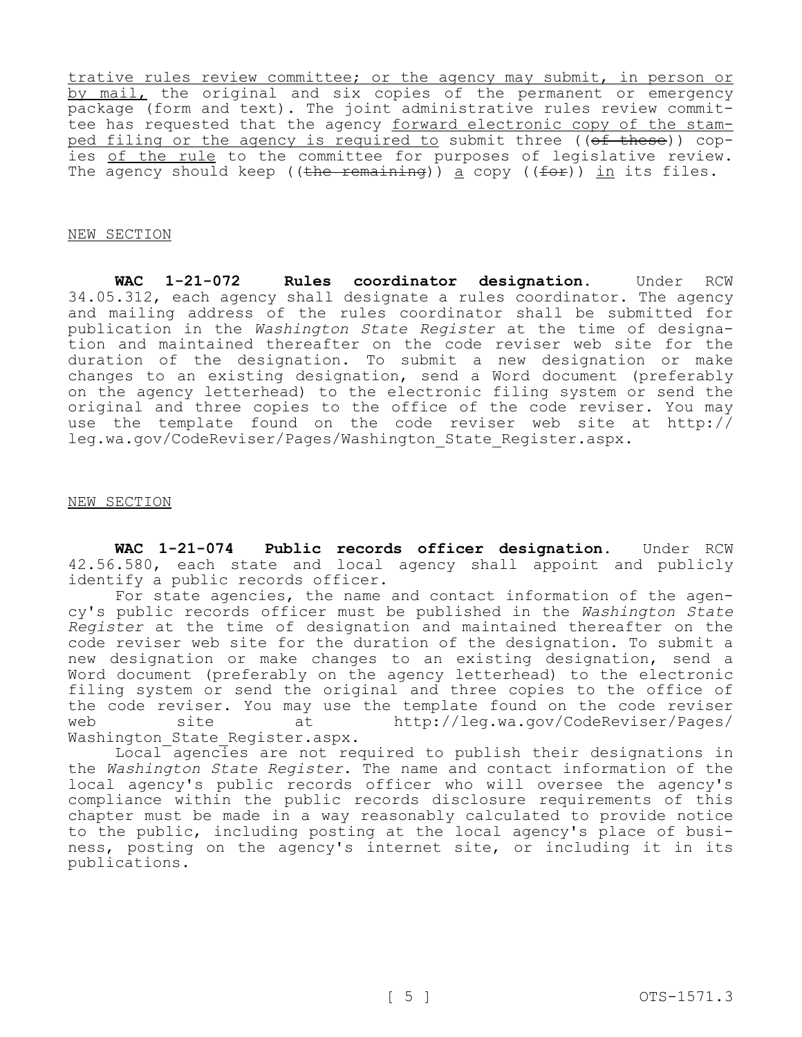trative rules review committee; or the agency may submit, in person or by mail, the original and six copies of the permanent or emergency package (form and text). The joint administrative rules review committee has requested that the agency forward electronic copy of the stamped filing or the agency is required to submit three ((~~of these~~)) copies of the rule to the committee for purposes of legislative review. The agency should keep ((~~the remaining~~)) a copy ((~~for~~)) in its files.

NEW SECTION

**WAC 1-21-072 Rules coordinator designation.** Under RCW 34.05.312, each agency shall designate a rules coordinator. The agency and mailing address of the rules coordinator shall be submitted for publication in the *Washington State Register* at the time of designation and maintained thereafter on the code reviser web site for the duration of the designation. To submit a new designation or make changes to an existing designation, send a Word document (preferably on the agency letterhead) to the electronic filing system or send the original and three copies to the office of the code reviser. You may use the template found on the code reviser web site at http://leg.wa.gov/CodeReviser/Pages/Washington_State_Register.aspx.

NEW SECTION

**WAC 1-21-074 Public records officer designation.** Under RCW 42.56.580, each state and local agency shall appoint and publicly identify a public records officer.

For state agencies, the name and contact information of the agency's public records officer must be published in the *Washington State Register* at the time of designation and maintained thereafter on the code reviser web site for the duration of the designation. To submit a new designation or make changes to an existing designation, send a Word document (preferably on the agency letterhead) to the electronic filing system or send the original and three copies to the office of the code reviser. You may use the template found on the code reviser web site at http://leg.wa.gov/CodeReviser/Pages/Washington_State_Register.aspx.

Local agencies are not required to publish their designations in the *Washington State Register*. The name and contact information of the local agency's public records officer who will oversee the agency's compliance within the public records disclosure requirements of this chapter must be made in a way reasonably calculated to provide notice to the public, including posting at the local agency's place of business, posting on the agency's internet site, or including it in its publications.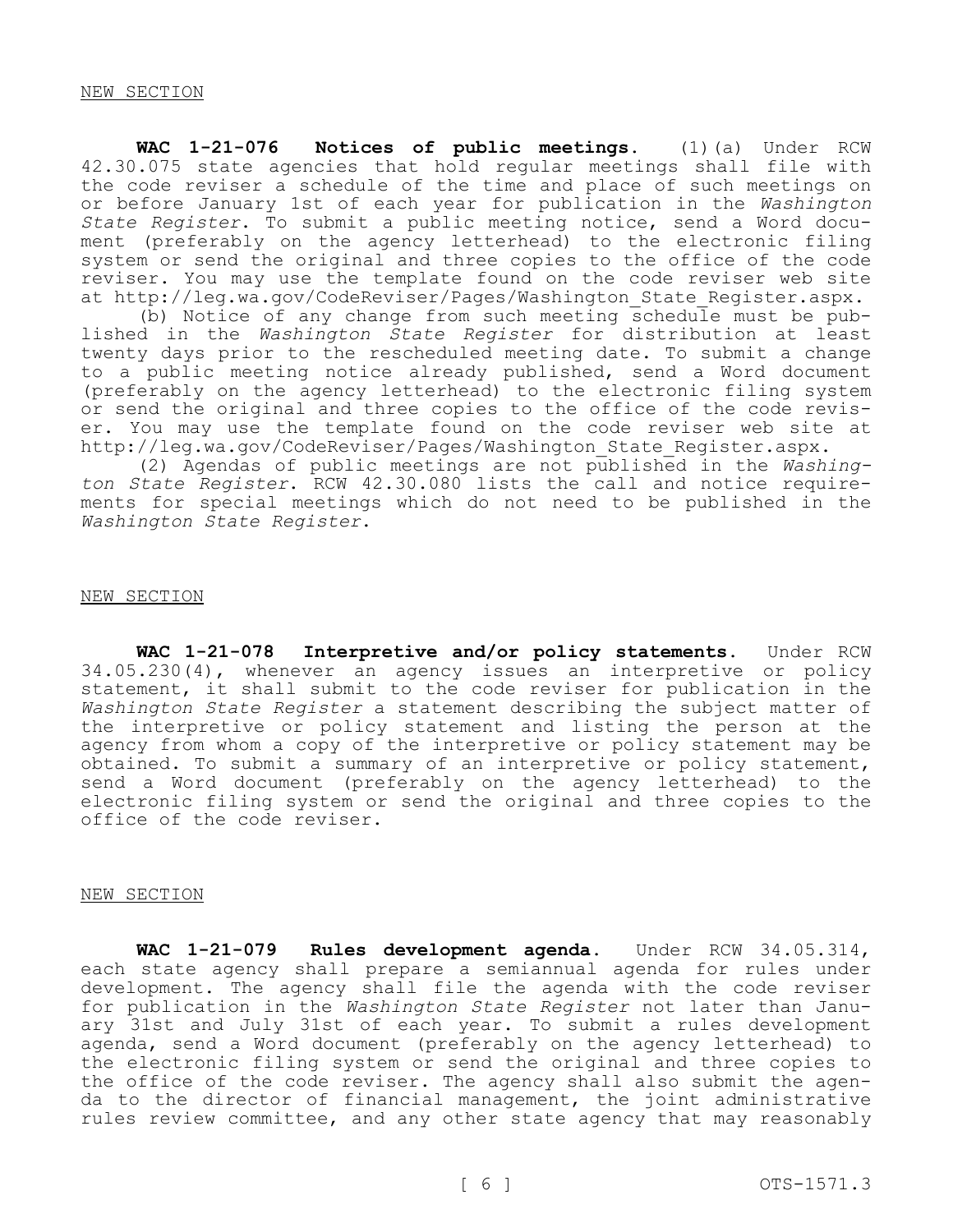NEW SECTION

**WAC 1-21-076 Notices of public meetings.** (1)(a) Under RCW 42.30.075 state agencies that hold regular meetings shall file with the code reviser a schedule of the time and place of such meetings on or before January 1st of each year for publication in the *Washington State Register*. To submit a public meeting notice, send a Word document (preferably on the agency letterhead) to the electronic filing system or send the original and three copies to the office of the code reviser. You may use the template found on the code reviser web site at http://leg.wa.gov/CodeReviser/Pages/Washington_State_Register.aspx.

(b) Notice of any change from such meeting schedule must be published in the *Washington State Register* for distribution at least twenty days prior to the rescheduled meeting date. To submit a change to a public meeting notice already published, send a Word document (preferably on the agency letterhead) to the electronic filing system or send the original and three copies to the office of the code reviser. You may use the template found on the code reviser web site at http://leg.wa.gov/CodeReviser/Pages/Washington_State_Register.aspx.

(2) Agendas of public meetings are not published in the *Washington State Register*. RCW 42.30.080 lists the call and notice requirements for special meetings which do not need to be published in the *Washington State Register*.

NEW SECTION

**WAC 1-21-078 Interpretive and/or policy statements.** Under RCW 34.05.230(4), whenever an agency issues an interpretive or policy statement, it shall submit to the code reviser for publication in the *Washington State Register* a statement describing the subject matter of the interpretive or policy statement and listing the person at the agency from whom a copy of the interpretive or policy statement may be obtained. To submit a summary of an interpretive or policy statement, send a Word document (preferably on the agency letterhead) to the electronic filing system or send the original and three copies to the office of the code reviser.

NEW SECTION

**WAC 1-21-079 Rules development agenda.** Under RCW 34.05.314, each state agency shall prepare a semiannual agenda for rules under development. The agency shall file the agenda with the code reviser for publication in the *Washington State Register* not later than January 31st and July 31st of each year. To submit a rules development agenda, send a Word document (preferably on the agency letterhead) to the electronic filing system or send the original and three copies to the office of the code reviser. The agency shall also submit the agenda to the director of financial management, the joint administrative rules review committee, and any other state agency that may reasonably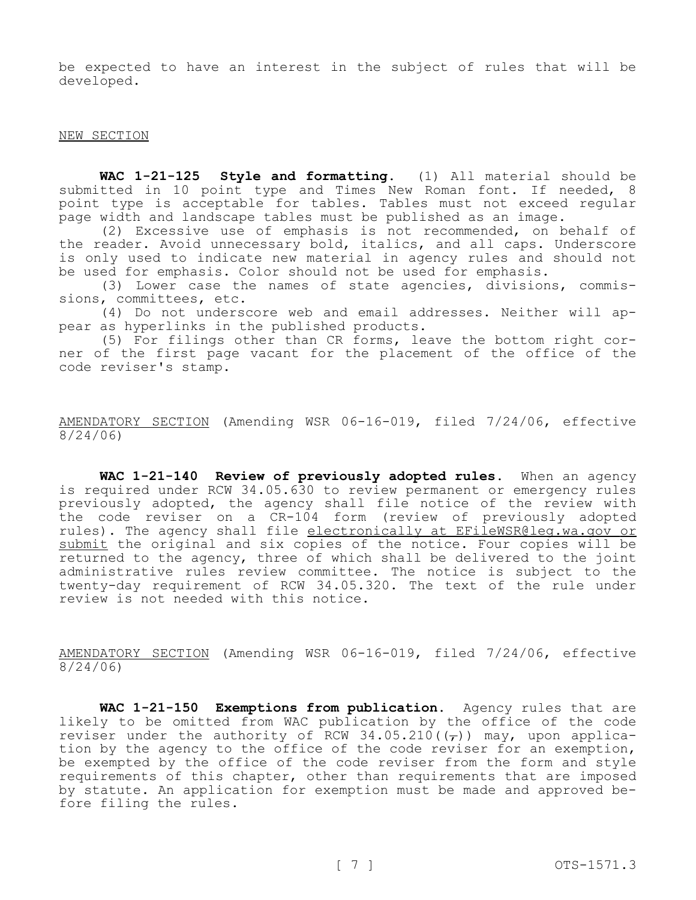be expected to have an interest in the subject of rules that will be developed.

NEW SECTION

**WAC 1-21-125 Style and formatting.** (1) All material should be submitted in 10 point type and Times New Roman font. If needed, 8 point type is acceptable for tables. Tables must not exceed regular page width and landscape tables must be published as an image.

(2) Excessive use of emphasis is not recommended, on behalf of the reader. Avoid unnecessary bold, italics, and all caps. Underscore is only used to indicate new material in agency rules and should not be used for emphasis. Color should not be used for emphasis.

(3) Lower case the names of state agencies, divisions, commissions, committees, etc.

(4) Do not underscore web and email addresses. Neither will appear as hyperlinks in the published products.

(5) For filings other than CR forms, leave the bottom right corner of the first page vacant for the placement of the office of the code reviser's stamp.

AMENDATORY SECTION (Amending WSR 06-16-019, filed 7/24/06, effective 8/24/06)

**WAC 1-21-140 Review of previously adopted rules.** When an agency is required under RCW 34.05.630 to review permanent or emergency rules previously adopted, the agency shall file notice of the review with the code reviser on a CR-104 form (review of previously adopted rules). The agency shall file electronically at EFileWSR@leg.wa.gov or submit the original and six copies of the notice. Four copies will be returned to the agency, three of which shall be delivered to the joint administrative rules review committee. The notice is subject to the twenty-day requirement of RCW 34.05.320. The text of the rule under review is not needed with this notice.

AMENDATORY SECTION (Amending WSR 06-16-019, filed 7/24/06, effective 8/24/06)

**WAC 1-21-150 Exemptions from publication.** Agency rules that are likely to be omitted from WAC publication by the office of the code reviser under the authority of RCW 34.05.210((~~,~~)) may, upon application by the agency to the office of the code reviser for an exemption, be exempted by the office of the code reviser from the form and style requirements of this chapter, other than requirements that are imposed by statute. An application for exemption must be made and approved before filing the rules.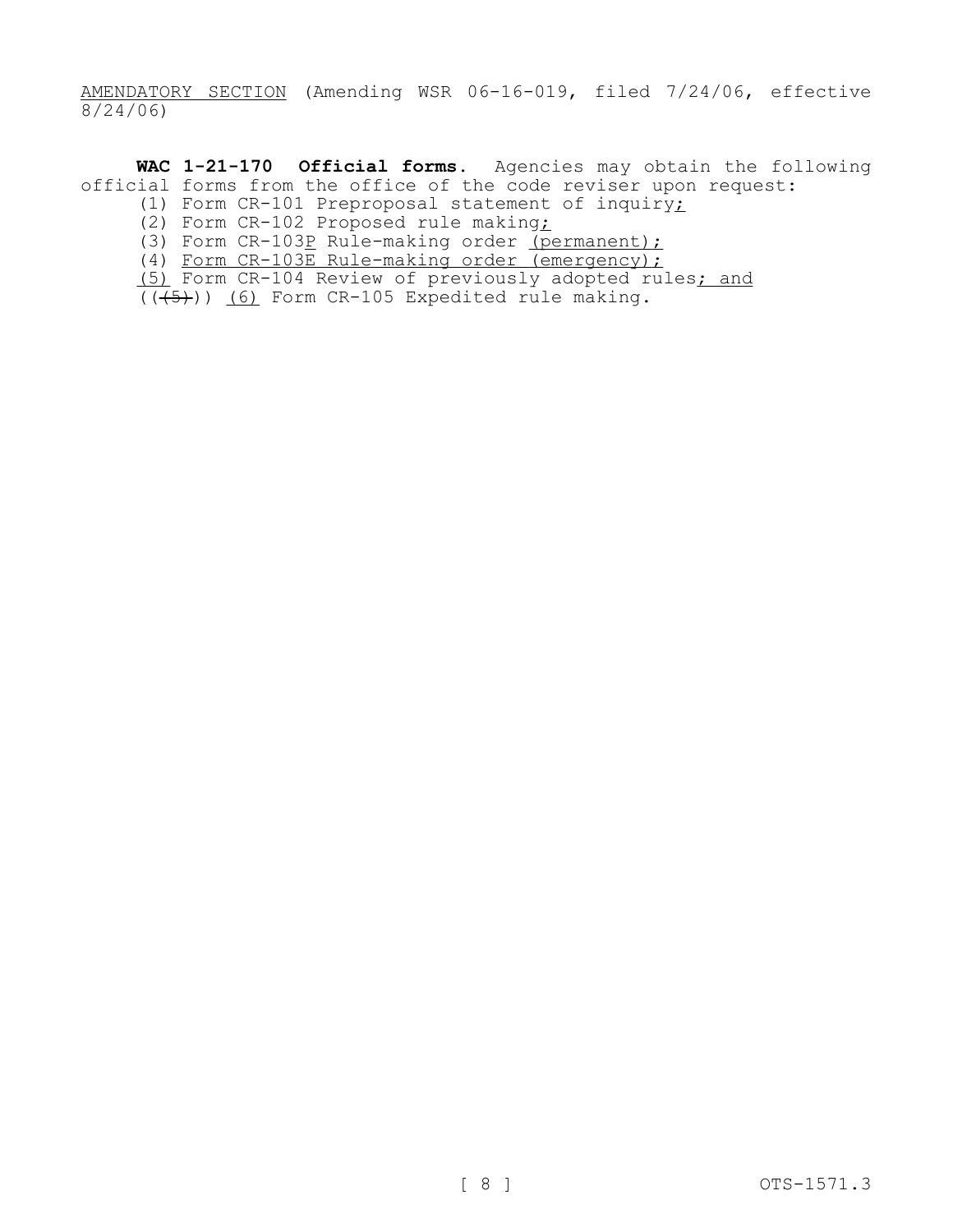AMENDATORY SECTION (Amending WSR 06-16-019, filed 7/24/06, effective 8/24/06)

**WAC 1-21-170 Official forms.** Agencies may obtain the following official forms from the office of the code reviser upon request:

(1) Form CR-101 Preproposal statement of inquiry;

(2) Form CR-102 Proposed rule making;

(3) Form CR-103P Rule-making order (permanent);

(4) Form CR-103E Rule-making order (emergency);

(5) Form CR-104 Review of previously adopted rules; and

((~~(5)~~)) (6) Form CR-105 Expedited rule making.